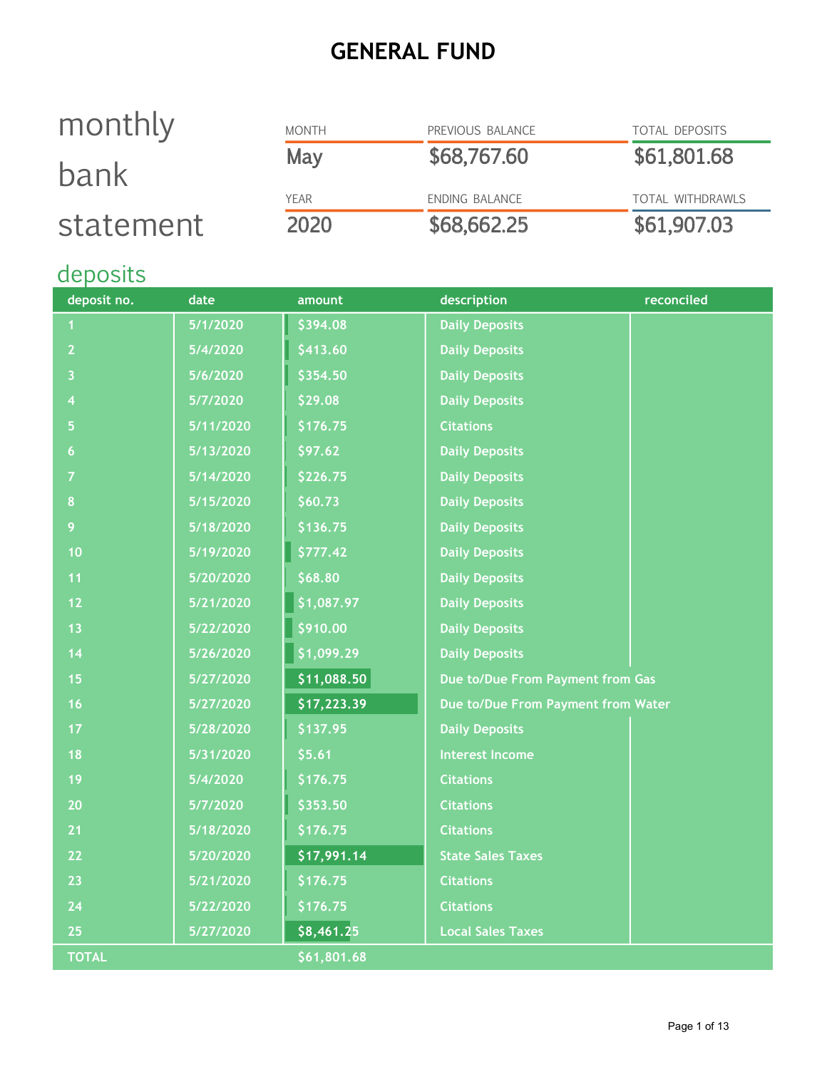# GENERAL FUND

## monthly bank statement

| MONTH | PREVIOUS BALANCE | TOTAL DEPOSITS |
|---|---|---|
| May | $68,767.60 | $61,801.68 |
| **YEAR** | **ENDING BALANCE** | **TOTAL WITHDRAWLS** |
| 2020 | $68,662.25 | $61,907.03 |

## deposits

| deposit no. | date | amount | description | reconciled |
|---|---|---|---|---|
| 1 | 5/1/2020 | $394.08 | Daily Deposits | |
| 2 | 5/4/2020 | $413.60 | Daily Deposits | |
| 3 | 5/6/2020 | $354.50 | Daily Deposits | |
| 4 | 5/7/2020 | $29.08 | Daily Deposits | |
| 5 | 5/11/2020 | $176.75 | Citations | |
| 6 | 5/13/2020 | $97.62 | Daily Deposits | |
| 7 | 5/14/2020 | $226.75 | Daily Deposits | |
| 8 | 5/15/2020 | $60.73 | Daily Deposits | |
| 9 | 5/18/2020 | $136.75 | Daily Deposits | |
| 10 | 5/19/2020 | $777.42 | Daily Deposits | |
| 11 | 5/20/2020 | $68.80 | Daily Deposits | |
| 12 | 5/21/2020 | $1,087.97 | Daily Deposits | |
| 13 | 5/22/2020 | $910.00 | Daily Deposits | |
| 14 | 5/26/2020 | $1,099.29 | Daily Deposits | |
| 15 | 5/27/2020 | $11,088.50 | Due to/Due From Payment from Gas | |
| 16 | 5/27/2020 | $17,223.39 | Due to/Due From Payment from Water | |
| 17 | 5/28/2020 | $137.95 | Daily Deposits | |
| 18 | 5/31/2020 | $5.61 | Interest Income | |
| 19 | 5/4/2020 | $176.75 | Citations | |
| 20 | 5/7/2020 | $353.50 | Citations | |
| 21 | 5/18/2020 | $176.75 | Citations | |
| 22 | 5/20/2020 | $17,991.14 | State Sales Taxes | |
| 23 | 5/21/2020 | $176.75 | Citations | |
| 24 | 5/22/2020 | $176.75 | Citations | |
| 25 | 5/27/2020 | $8,461.25 | Local Sales Taxes | |
| TOTAL | | $61,801.68 | | |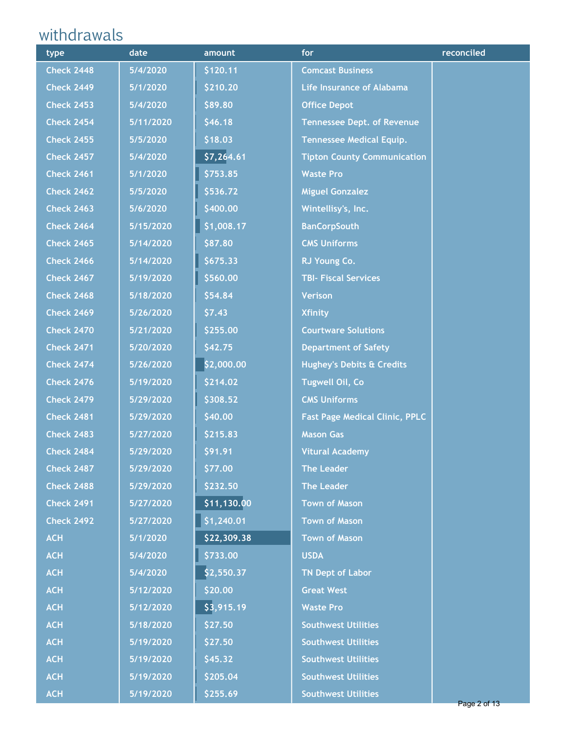## withdrawals

| type | date | amount | for | reconciled |
|---|---|---|---|---|
| Check 2448 | 5/4/2020 | $120.11 | Comcast Business | |
| Check 2449 | 5/1/2020 | $210.20 | Life Insurance of Alabama | |
| Check 2453 | 5/4/2020 | $89.80 | Office Depot | |
| Check 2454 | 5/11/2020 | $46.18 | Tennessee Dept. of Revenue | |
| Check 2455 | 5/5/2020 | $18.03 | Tennessee Medical Equip. | |
| Check 2457 | 5/4/2020 | $7,264.61 | Tipton County Communication | |
| Check 2461 | 5/1/2020 | $753.85 | Waste Pro | |
| Check 2462 | 5/5/2020 | $536.72 | Miguel Gonzalez | |
| Check 2463 | 5/6/2020 | $400.00 | Wintellisy's, Inc. | |
| Check 2464 | 5/15/2020 | $1,008.17 | BanCorpSouth | |
| Check 2465 | 5/14/2020 | $87.80 | CMS Uniforms | |
| Check 2466 | 5/14/2020 | $675.33 | RJ Young Co. | |
| Check 2467 | 5/19/2020 | $560.00 | TBI- Fiscal Services | |
| Check 2468 | 5/18/2020 | $54.84 | Verison | |
| Check 2469 | 5/26/2020 | $7.43 | Xfinity | |
| Check 2470 | 5/21/2020 | $255.00 | Courtware Solutions | |
| Check 2471 | 5/20/2020 | $42.75 | Department of Safety | |
| Check 2474 | 5/26/2020 | $2,000.00 | Hughey's Debits & Credits | |
| Check 2476 | 5/19/2020 | $214.02 | Tugwell Oil, Co | |
| Check 2479 | 5/29/2020 | $308.52 | CMS Uniforms | |
| Check 2481 | 5/29/2020 | $40.00 | Fast Page Medical Clinic, PPLC | |
| Check 2483 | 5/27/2020 | $215.83 | Mason Gas | |
| Check 2484 | 5/29/2020 | $91.91 | Vitural Academy | |
| Check 2487 | 5/29/2020 | $77.00 | The Leader | |
| Check 2488 | 5/29/2020 | $232.50 | The Leader | |
| Check 2491 | 5/27/2020 | $11,130.00 | Town of Mason | |
| Check 2492 | 5/27/2020 | $1,240.01 | Town of Mason | |
| ACH | 5/1/2020 | $22,309.38 | Town of Mason | |
| ACH | 5/4/2020 | $733.00 | USDA | |
| ACH | 5/4/2020 | $2,550.37 | TN Dept of Labor | |
| ACH | 5/12/2020 | $20.00 | Great West | |
| ACH | 5/12/2020 | $3,915.19 | Waste Pro | |
| ACH | 5/18/2020 | $27.50 | Southwest Utilities | |
| ACH | 5/19/2020 | $27.50 | Southwest Utilities | |
| ACH | 5/19/2020 | $45.32 | Southwest Utilities | |
| ACH | 5/19/2020 | $205.04 | Southwest Utilities | |
| ACH | 5/19/2020 | $255.69 | Southwest Utilities | |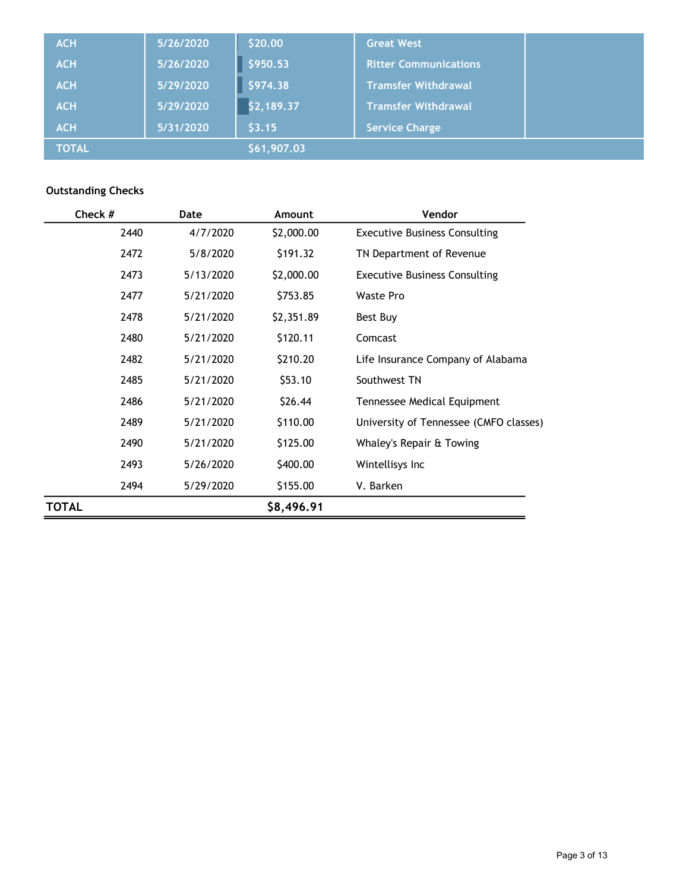| ACH | 5/26/2020 | $20.00 | Great West | |
|---|---|---|---|---|
| ACH | 5/26/2020 | $950.53 | Ritter Communications | |
| ACH | 5/29/2020 | $974.38 | Tramsfer Withdrawal | |
| ACH | 5/29/2020 | $2,189.37 | Tramsfer Withdrawal | |
| ACH | 5/31/2020 | $3.15 | Service Charge | |
| TOTAL | | $61,907.03 | | |

**Outstanding Checks**

| Check # | Date | Amount | Vendor |
|---|---|---|---|
| 2440 | 4/7/2020 | $2,000.00 | Executive Business Consulting |
| 2472 | 5/8/2020 | $191.32 | TN Department of Revenue |
| 2473 | 5/13/2020 | $2,000.00 | Executive Business Consulting |
| 2477 | 5/21/2020 | $753.85 | Waste Pro |
| 2478 | 5/21/2020 | $2,351.89 | Best Buy |
| 2480 | 5/21/2020 | $120.11 | Comcast |
| 2482 | 5/21/2020 | $210.20 | Life Insurance Company of Alabama |
| 2485 | 5/21/2020 | $53.10 | Southwest TN |
| 2486 | 5/21/2020 | $26.44 | Tennessee Medical Equipment |
| 2489 | 5/21/2020 | $110.00 | University of Tennessee (CMFO classes) |
| 2490 | 5/21/2020 | $125.00 | Whaley's Repair & Towing |
| 2493 | 5/26/2020 | $400.00 | Wintellisys Inc |
| 2494 | 5/29/2020 | $155.00 | V. Barken |
| **TOTAL** | | **$8,496.91** | |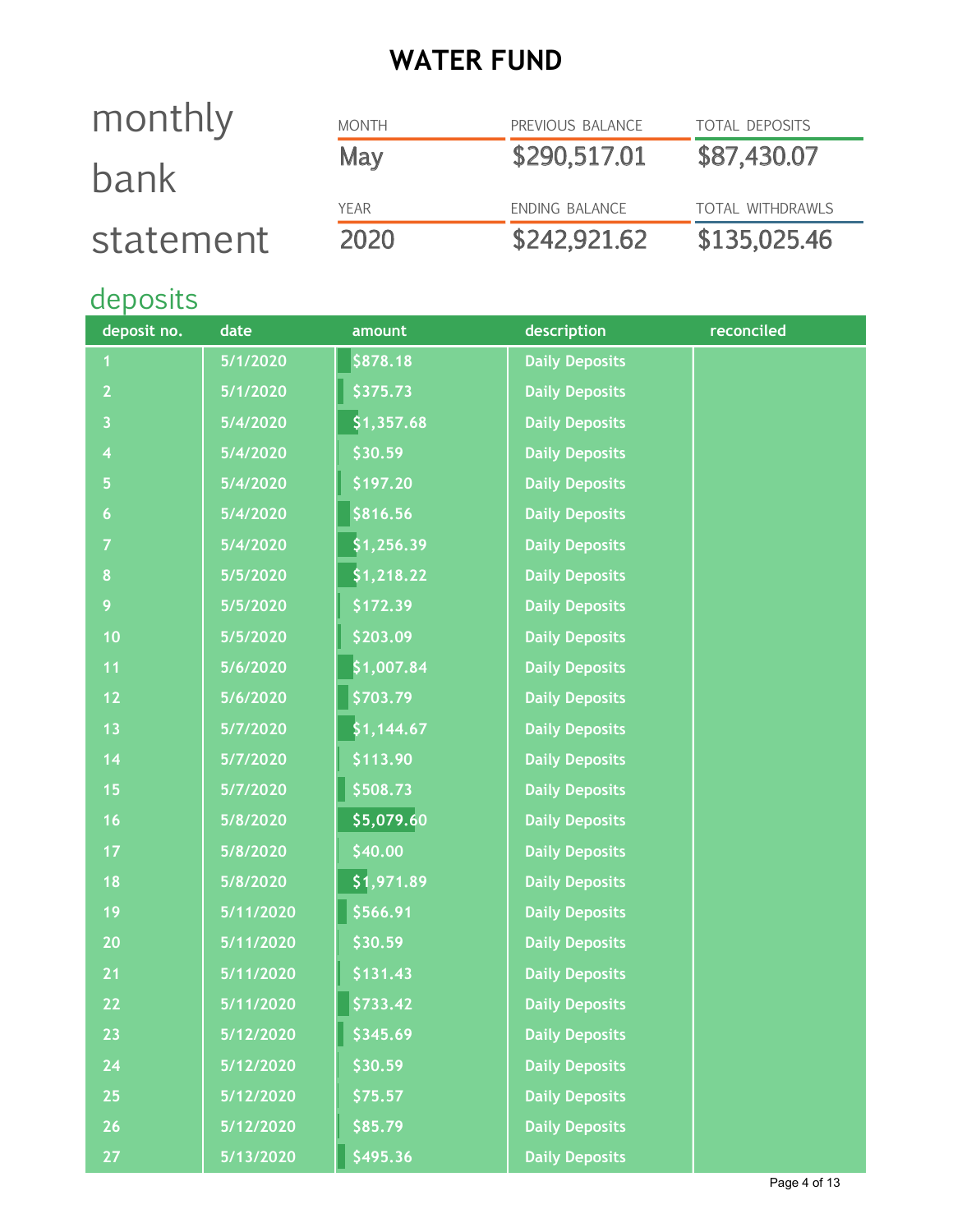# WATER FUND

## monthly bank statement

| MONTH | PREVIOUS BALANCE | TOTAL DEPOSITS |
|---|---|---|
| May | $290,517.01 | $87,430.07 |
| **YEAR** | **ENDING BALANCE** | **TOTAL WITHDRAWLS** |
| 2020 | $242,921.62 | $135,025.46 |

## deposits

| deposit no. | date | amount | description | reconciled |
|---|---|---|---|---|
| 1 | 5/1/2020 | $878.18 | Daily Deposits | |
| 2 | 5/1/2020 | $375.73 | Daily Deposits | |
| 3 | 5/4/2020 | $1,357.68 | Daily Deposits | |
| 4 | 5/4/2020 | $30.59 | Daily Deposits | |
| 5 | 5/4/2020 | $197.20 | Daily Deposits | |
| 6 | 5/4/2020 | $816.56 | Daily Deposits | |
| 7 | 5/4/2020 | $1,256.39 | Daily Deposits | |
| 8 | 5/5/2020 | $1,218.22 | Daily Deposits | |
| 9 | 5/5/2020 | $172.39 | Daily Deposits | |
| 10 | 5/5/2020 | $203.09 | Daily Deposits | |
| 11 | 5/6/2020 | $1,007.84 | Daily Deposits | |
| 12 | 5/6/2020 | $703.79 | Daily Deposits | |
| 13 | 5/7/2020 | $1,144.67 | Daily Deposits | |
| 14 | 5/7/2020 | $113.90 | Daily Deposits | |
| 15 | 5/7/2020 | $508.73 | Daily Deposits | |
| 16 | 5/8/2020 | $5,079.60 | Daily Deposits | |
| 17 | 5/8/2020 | $40.00 | Daily Deposits | |
| 18 | 5/8/2020 | $1,971.89 | Daily Deposits | |
| 19 | 5/11/2020 | $566.91 | Daily Deposits | |
| 20 | 5/11/2020 | $30.59 | Daily Deposits | |
| 21 | 5/11/2020 | $131.43 | Daily Deposits | |
| 22 | 5/11/2020 | $733.42 | Daily Deposits | |
| 23 | 5/12/2020 | $345.69 | Daily Deposits | |
| 24 | 5/12/2020 | $30.59 | Daily Deposits | |
| 25 | 5/12/2020 | $75.57 | Daily Deposits | |
| 26 | 5/12/2020 | $85.79 | Daily Deposits | |
| 27 | 5/13/2020 | $495.36 | Daily Deposits | |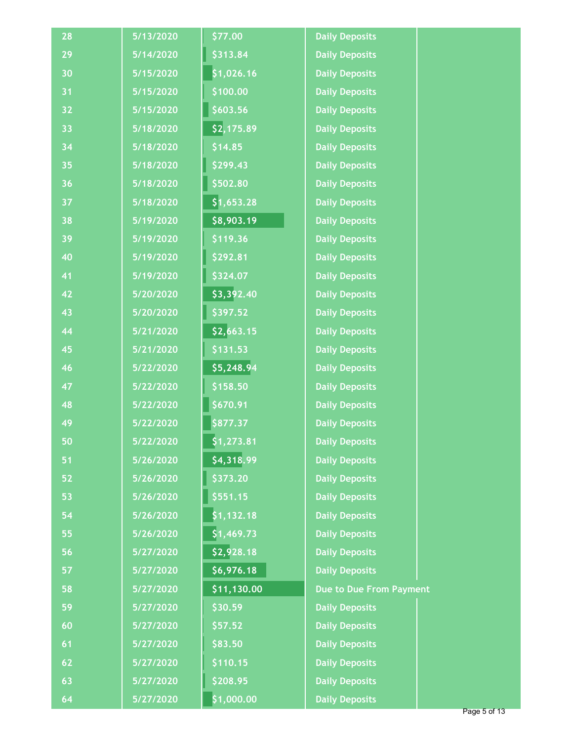| | | | | |
|---|---|---|---|---|
| 28 | 5/13/2020 | $77.00 | Daily Deposits | |
| 29 | 5/14/2020 | $313.84 | Daily Deposits | |
| 30 | 5/15/2020 | $1,026.16 | Daily Deposits | |
| 31 | 5/15/2020 | $100.00 | Daily Deposits | |
| 32 | 5/15/2020 | $603.56 | Daily Deposits | |
| 33 | 5/18/2020 | $2,175.89 | Daily Deposits | |
| 34 | 5/18/2020 | $14.85 | Daily Deposits | |
| 35 | 5/18/2020 | $299.43 | Daily Deposits | |
| 36 | 5/18/2020 | $502.80 | Daily Deposits | |
| 37 | 5/18/2020 | $1,653.28 | Daily Deposits | |
| 38 | 5/19/2020 | $8,903.19 | Daily Deposits | |
| 39 | 5/19/2020 | $119.36 | Daily Deposits | |
| 40 | 5/19/2020 | $292.81 | Daily Deposits | |
| 41 | 5/19/2020 | $324.07 | Daily Deposits | |
| 42 | 5/20/2020 | $3,392.40 | Daily Deposits | |
| 43 | 5/20/2020 | $397.52 | Daily Deposits | |
| 44 | 5/21/2020 | $2,663.15 | Daily Deposits | |
| 45 | 5/21/2020 | $131.53 | Daily Deposits | |
| 46 | 5/22/2020 | $5,248.94 | Daily Deposits | |
| 47 | 5/22/2020 | $158.50 | Daily Deposits | |
| 48 | 5/22/2020 | $670.91 | Daily Deposits | |
| 49 | 5/22/2020 | $877.37 | Daily Deposits | |
| 50 | 5/22/2020 | $1,273.81 | Daily Deposits | |
| 51 | 5/26/2020 | $4,318.99 | Daily Deposits | |
| 52 | 5/26/2020 | $373.20 | Daily Deposits | |
| 53 | 5/26/2020 | $551.15 | Daily Deposits | |
| 54 | 5/26/2020 | $1,132.18 | Daily Deposits | |
| 55 | 5/26/2020 | $1,469.73 | Daily Deposits | |
| 56 | 5/27/2020 | $2,928.18 | Daily Deposits | |
| 57 | 5/27/2020 | $6,976.18 | Daily Deposits | |
| 58 | 5/27/2020 | $11,130.00 | Due to Due From Payment | |
| 59 | 5/27/2020 | $30.59 | Daily Deposits | |
| 60 | 5/27/2020 | $57.52 | Daily Deposits | |
| 61 | 5/27/2020 | $83.50 | Daily Deposits | |
| 62 | 5/27/2020 | $110.15 | Daily Deposits | |
| 63 | 5/27/2020 | $208.95 | Daily Deposits | |
| 64 | 5/27/2020 | $1,000.00 | Daily Deposits | |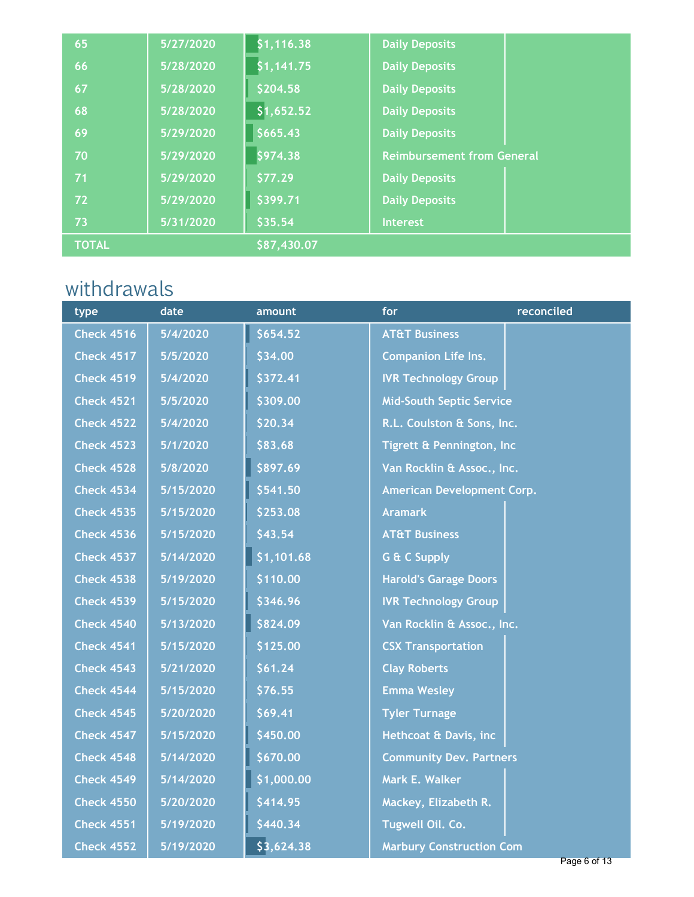| | | | | |
|---|---|---|---|---|
| 65 | 5/27/2020 | $1,116.38 | Daily Deposits | |
| 66 | 5/28/2020 | $1,141.75 | Daily Deposits | |
| 67 | 5/28/2020 | $204.58 | Daily Deposits | |
| 68 | 5/28/2020 | $1,652.52 | Daily Deposits | |
| 69 | 5/29/2020 | $665.43 | Daily Deposits | |
| 70 | 5/29/2020 | $974.38 | Reimbursement from General | |
| 71 | 5/29/2020 | $77.29 | Daily Deposits | |
| 72 | 5/29/2020 | $399.71 | Daily Deposits | |
| 73 | 5/31/2020 | $35.54 | Interest | |
| TOTAL | | $87,430.07 | | |

## withdrawals

| type | date | amount | for | reconciled |
|---|---|---|---|---|
| Check 4516 | 5/4/2020 | $654.52 | AT&T Business | |
| Check 4517 | 5/5/2020 | $34.00 | Companion Life Ins. | |
| Check 4519 | 5/4/2020 | $372.41 | IVR Technology Group | |
| Check 4521 | 5/5/2020 | $309.00 | Mid-South Septic Service | |
| Check 4522 | 5/4/2020 | $20.34 | R.L. Coulston & Sons, Inc. | |
| Check 4523 | 5/1/2020 | $83.68 | Tigrett & Pennington, Inc | |
| Check 4528 | 5/8/2020 | $897.69 | Van Rocklin & Assoc., Inc. | |
| Check 4534 | 5/15/2020 | $541.50 | American Development Corp. | |
| Check 4535 | 5/15/2020 | $253.08 | Aramark | |
| Check 4536 | 5/15/2020 | $43.54 | AT&T Business | |
| Check 4537 | 5/14/2020 | $1,101.68 | G & C Supply | |
| Check 4538 | 5/19/2020 | $110.00 | Harold's Garage Doors | |
| Check 4539 | 5/15/2020 | $346.96 | IVR Technology Group | |
| Check 4540 | 5/13/2020 | $824.09 | Van Rocklin & Assoc., Inc. | |
| Check 4541 | 5/15/2020 | $125.00 | CSX Transportation | |
| Check 4543 | 5/21/2020 | $61.24 | Clay Roberts | |
| Check 4544 | 5/15/2020 | $76.55 | Emma Wesley | |
| Check 4545 | 5/20/2020 | $69.41 | Tyler Turnage | |
| Check 4547 | 5/15/2020 | $450.00 | Hethcoat & Davis, inc | |
| Check 4548 | 5/14/2020 | $670.00 | Community Dev. Partners | |
| Check 4549 | 5/14/2020 | $1,000.00 | Mark E. Walker | |
| Check 4550 | 5/20/2020 | $414.95 | Mackey, Elizabeth R. | |
| Check 4551 | 5/19/2020 | $440.34 | Tugwell Oil. Co. | |
| Check 4552 | 5/19/2020 | $3,624.38 | Marbury Construction Com | |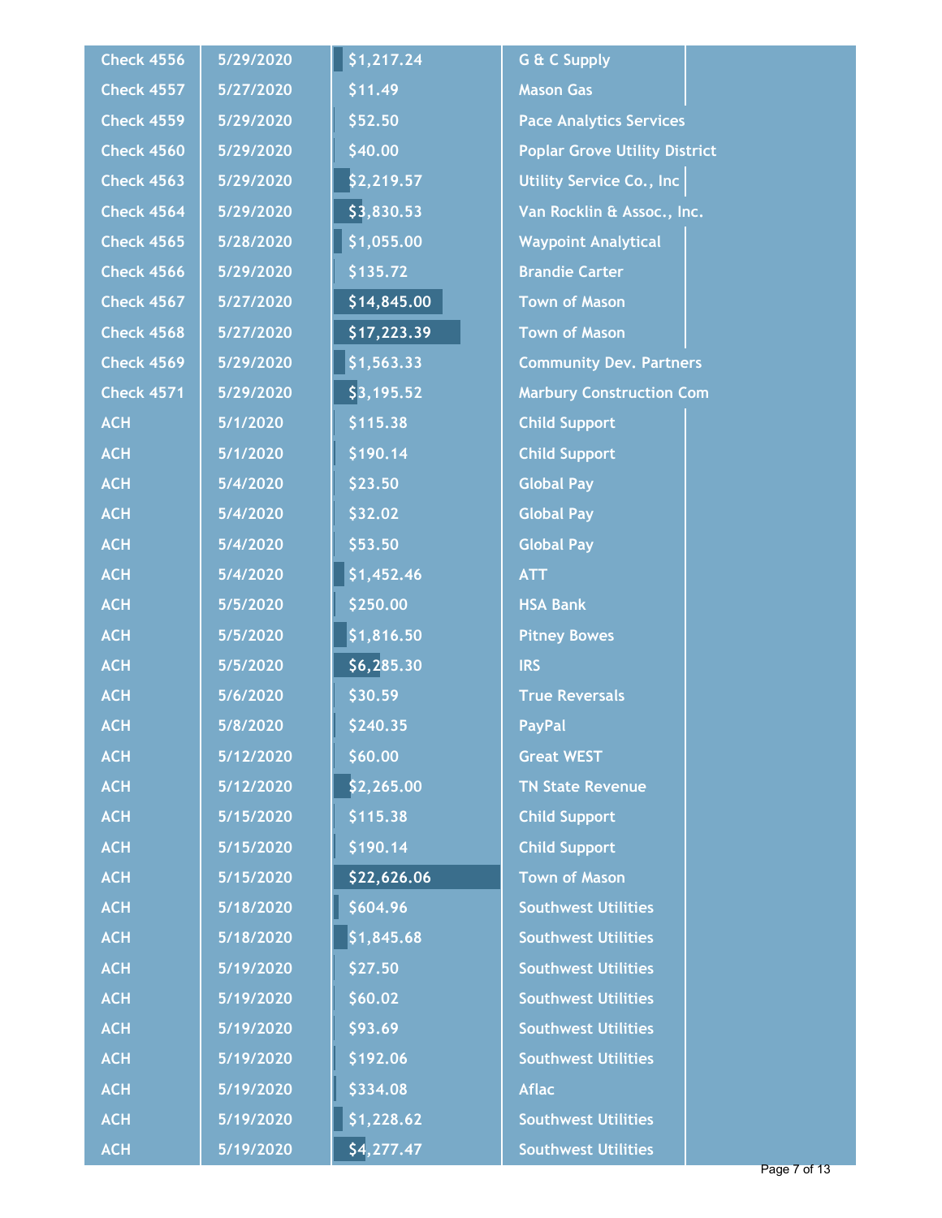| | | | |
|---|---|---|---|
| Check 4556 | 5/29/2020 | $1,217.24 | G & C Supply |
| Check 4557 | 5/27/2020 | $11.49 | Mason Gas |
| Check 4559 | 5/29/2020 | $52.50 | Pace Analytics Services |
| Check 4560 | 5/29/2020 | $40.00 | Poplar Grove Utility District |
| Check 4563 | 5/29/2020 | $2,219.57 | Utility Service Co., Inc |
| Check 4564 | 5/29/2020 | $3,830.53 | Van Rocklin & Assoc., Inc. |
| Check 4565 | 5/28/2020 | $1,055.00 | Waypoint Analytical |
| Check 4566 | 5/29/2020 | $135.72 | Brandie Carter |
| Check 4567 | 5/27/2020 | $14,845.00 | Town of Mason |
| Check 4568 | 5/27/2020 | $17,223.39 | Town of Mason |
| Check 4569 | 5/29/2020 | $1,563.33 | Community Dev. Partners |
| Check 4571 | 5/29/2020 | $3,195.52 | Marbury Construction Com |
| ACH | 5/1/2020 | $115.38 | Child Support |
| ACH | 5/1/2020 | $190.14 | Child Support |
| ACH | 5/4/2020 | $23.50 | Global Pay |
| ACH | 5/4/2020 | $32.02 | Global Pay |
| ACH | 5/4/2020 | $53.50 | Global Pay |
| ACH | 5/4/2020 | $1,452.46 | ATT |
| ACH | 5/5/2020 | $250.00 | HSA Bank |
| ACH | 5/5/2020 | $1,816.50 | Pitney Bowes |
| ACH | 5/5/2020 | $6,285.30 | IRS |
| ACH | 5/6/2020 | $30.59 | True Reversals |
| ACH | 5/8/2020 | $240.35 | PayPal |
| ACH | 5/12/2020 | $60.00 | Great WEST |
| ACH | 5/12/2020 | $2,265.00 | TN State Revenue |
| ACH | 5/15/2020 | $115.38 | Child Support |
| ACH | 5/15/2020 | $190.14 | Child Support |
| ACH | 5/15/2020 | $22,626.06 | Town of Mason |
| ACH | 5/18/2020 | $604.96 | Southwest Utilities |
| ACH | 5/18/2020 | $1,845.68 | Southwest Utilities |
| ACH | 5/19/2020 | $27.50 | Southwest Utilities |
| ACH | 5/19/2020 | $60.02 | Southwest Utilities |
| ACH | 5/19/2020 | $93.69 | Southwest Utilities |
| ACH | 5/19/2020 | $192.06 | Southwest Utilities |
| ACH | 5/19/2020 | $334.08 | Aflac |
| ACH | 5/19/2020 | $1,228.62 | Southwest Utilities |
| ACH | 5/19/2020 | $4,277.47 | Southwest Utilities |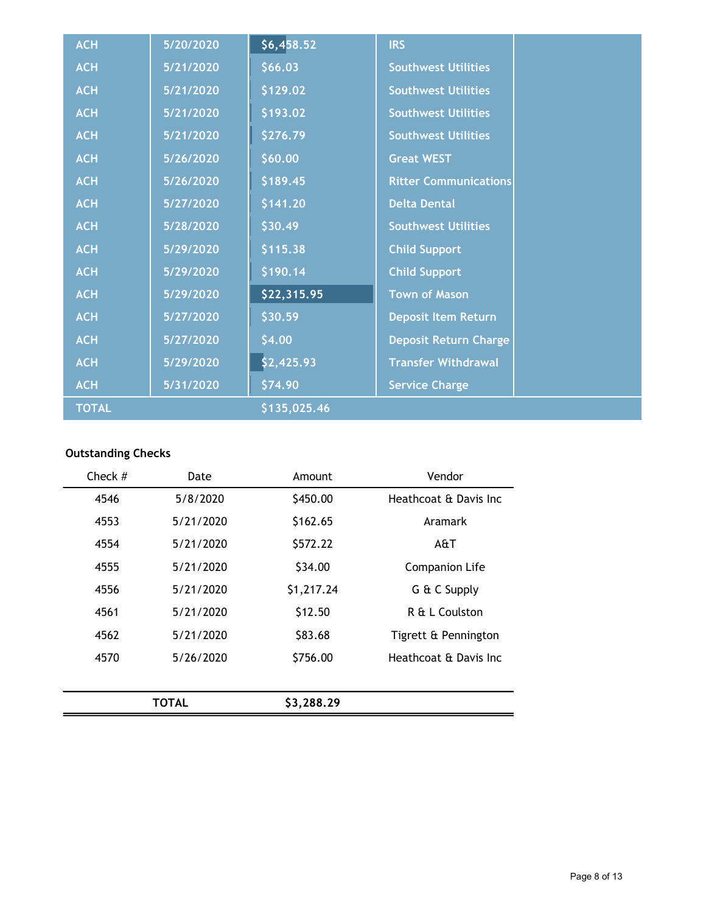| ACH | 5/20/2020 | $6,458.52 | IRS | |
|---|---|---|---|---|
| ACH | 5/21/2020 | $66.03 | Southwest Utilities | |
| ACH | 5/21/2020 | $129.02 | Southwest Utilities | |
| ACH | 5/21/2020 | $193.02 | Southwest Utilities | |
| ACH | 5/21/2020 | $276.79 | Southwest Utilities | |
| ACH | 5/26/2020 | $60.00 | Great WEST | |
| ACH | 5/26/2020 | $189.45 | Ritter Communications | |
| ACH | 5/27/2020 | $141.20 | Delta Dental | |
| ACH | 5/28/2020 | $30.49 | Southwest Utilities | |
| ACH | 5/29/2020 | $115.38 | Child Support | |
| ACH | 5/29/2020 | $190.14 | Child Support | |
| ACH | 5/29/2020 | $22,315.95 | Town of Mason | |
| ACH | 5/27/2020 | $30.59 | Deposit Item Return | |
| ACH | 5/27/2020 | $4.00 | Deposit Return Charge | |
| ACH | 5/29/2020 | $2,425.93 | Transfer Withdrawal | |
| ACH | 5/31/2020 | $74.90 | Service Charge | |
| TOTAL | | $135,025.46 | | |

**Outstanding Checks**

| Check # | Date | Amount | Vendor |
|---|---|---|---|
| 4546 | 5/8/2020 | $450.00 | Heathcoat & Davis Inc |
| 4553 | 5/21/2020 | $162.65 | Aramark |
| 4554 | 5/21/2020 | $572.22 | A&T |
| 4555 | 5/21/2020 | $34.00 | Companion Life |
| 4556 | 5/21/2020 | $1,217.24 | G & C Supply |
| 4561 | 5/21/2020 | $12.50 | R & L Coulston |
| 4562 | 5/21/2020 | $83.68 | Tigrett & Pennington |
| 4570 | 5/26/2020 | $756.00 | Heathcoat & Davis Inc |
| | **TOTAL** | **$3,288.29** | |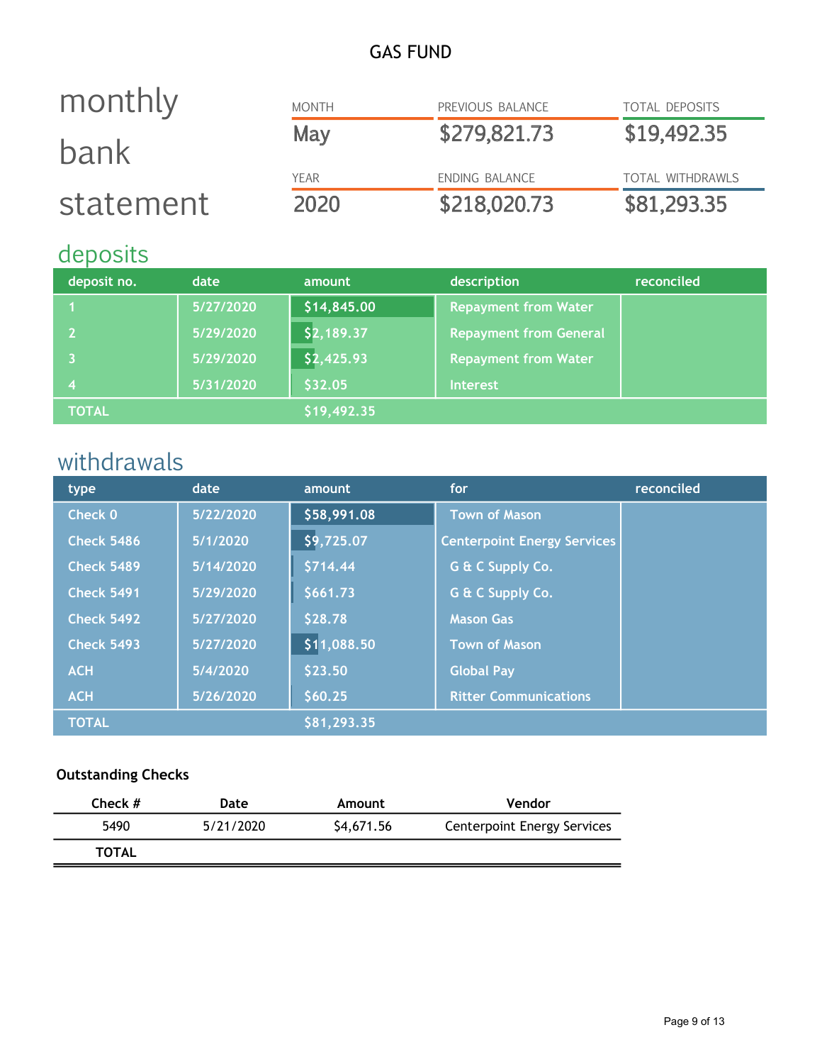# GAS FUND

# monthly bank statement

| MONTH | PREVIOUS BALANCE | TOTAL DEPOSITS |
|---|---|---|
| May | $279,821.73 | $19,492.35 |

| YEAR | ENDING BALANCE | TOTAL WITHDRAWLS |
|---|---|---|
| 2020 | $218,020.73 | $81,293.35 |

## deposits

| deposit no. | date | amount | description | reconciled |
|---|---|---|---|---|
| 1 | 5/27/2020 | $14,845.00 | Repayment from Water | |
| 2 | 5/29/2020 | $2,189.37 | Repayment from General | |
| 3 | 5/29/2020 | $2,425.93 | Repayment from Water | |
| 4 | 5/31/2020 | $32.05 | Interest | |
| TOTAL | | $19,492.35 | | |

## withdrawals

| type | date | amount | for | reconciled |
|---|---|---|---|---|
| Check 0 | 5/22/2020 | $58,991.08 | Town of Mason | |
| Check 5486 | 5/1/2020 | $9,725.07 | Centerpoint Energy Services | |
| Check 5489 | 5/14/2020 | $714.44 | G & C Supply Co. | |
| Check 5491 | 5/29/2020 | $661.73 | G & C Supply Co. | |
| Check 5492 | 5/27/2020 | $28.78 | Mason Gas | |
| Check 5493 | 5/27/2020 | $11,088.50 | Town of Mason | |
| ACH | 5/4/2020 | $23.50 | Global Pay | |
| ACH | 5/26/2020 | $60.25 | Ritter Communications | |
| TOTAL | | $81,293.35 | | |

**Outstanding Checks**

| Check # | Date | Amount | Vendor |
|---|---|---|---|
| 5490 | 5/21/2020 | $4,671.56 | Centerpoint Energy Services |
| **TOTAL** | | | |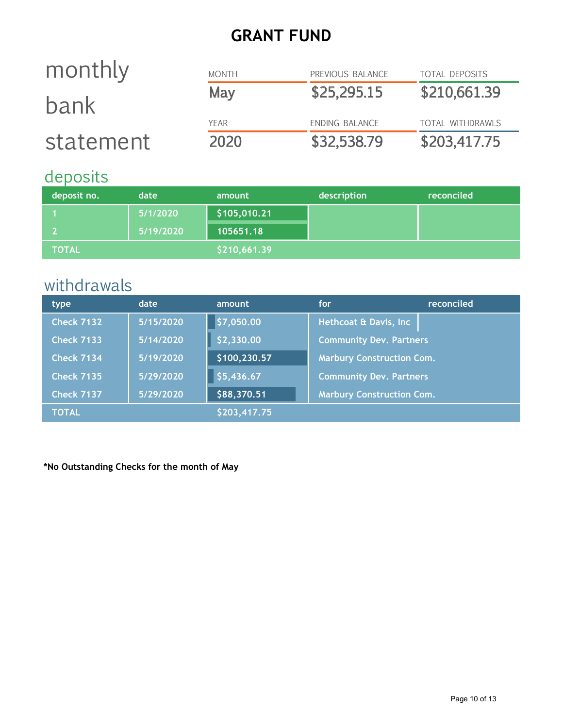# GRANT FUND

## monthly bank statement

| MONTH | PREVIOUS BALANCE | TOTAL DEPOSITS |
|---|---|---|
| May | $25,295.15 | $210,661.39 |

| YEAR | ENDING BALANCE | TOTAL WITHDRAWLS |
|---|---|---|
| 2020 | $32,538.79 | $203,417.75 |

## deposits

| deposit no. | date | amount | description | reconciled |
|---|---|---|---|---|
| 1 | 5/1/2020 | $105,010.21 | | |
| 2 | 5/19/2020 | 105651.18 | | |
| TOTAL | | $210,661.39 | | |

## withdrawals

| type | date | amount | for | reconciled |
|---|---|---|---|---|
| Check 7132 | 5/15/2020 | $7,050.00 | Hethcoat & Davis, Inc | |
| Check 7133 | 5/14/2020 | $2,330.00 | Community Dev. Partners | |
| Check 7134 | 5/19/2020 | $100,230.57 | Marbury Construction Com. | |
| Check 7135 | 5/29/2020 | $5,436.67 | Community Dev. Partners | |
| Check 7137 | 5/29/2020 | $88,370.51 | Marbury Construction Com. | |
| TOTAL | | $203,417.75 | | |

**\*No Outstanding Checks for the month of May**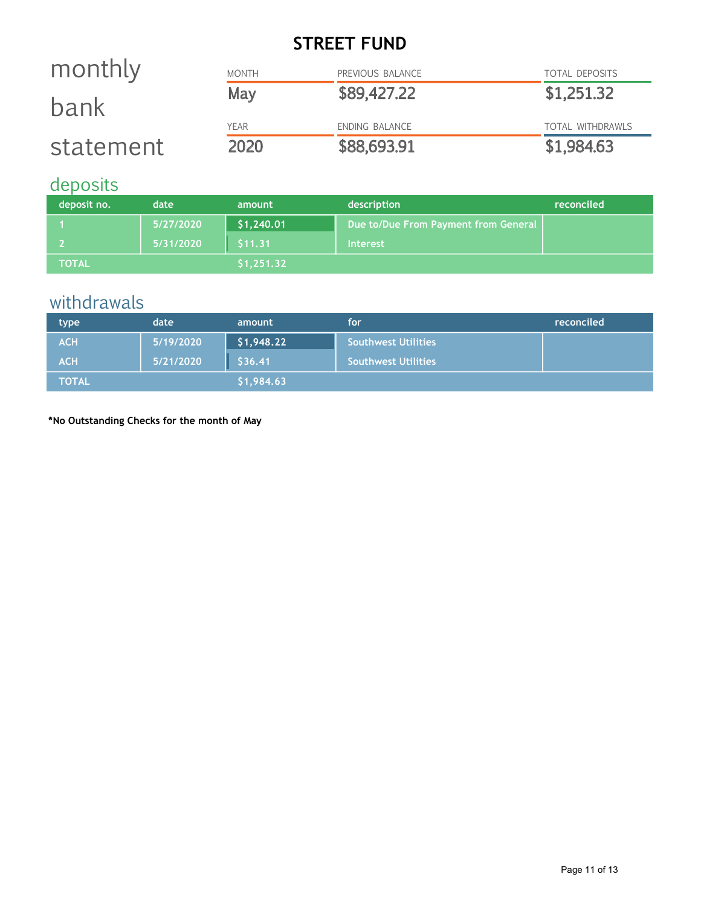# STREET FUND

## monthly bank statement

| MONTH | PREVIOUS BALANCE | TOTAL DEPOSITS |
|---|---|---|
| May | $89,427.22 | $1,251.32 |
| **YEAR** | **ENDING BALANCE** | **TOTAL WITHDRAWLS** |
| 2020 | $88,693.91 | $1,984.63 |

## deposits

| deposit no. | date | amount | description | reconciled |
|---|---|---|---|---|
| 1 | 5/27/2020 | $1,240.01 | Due to/Due From Payment from General | |
| 2 | 5/31/2020 | $11.31 | Interest | |
| TOTAL | | $1,251.32 | | |

## withdrawals

| type | date | amount | for | reconciled |
|---|---|---|---|---|
| ACH | 5/19/2020 | $1,948.22 | Southwest Utilities | |
| ACH | 5/21/2020 | $36.41 | Southwest Utilities | |
| TOTAL | | $1,984.63 | | |

**\*No Outstanding Checks for the month of May**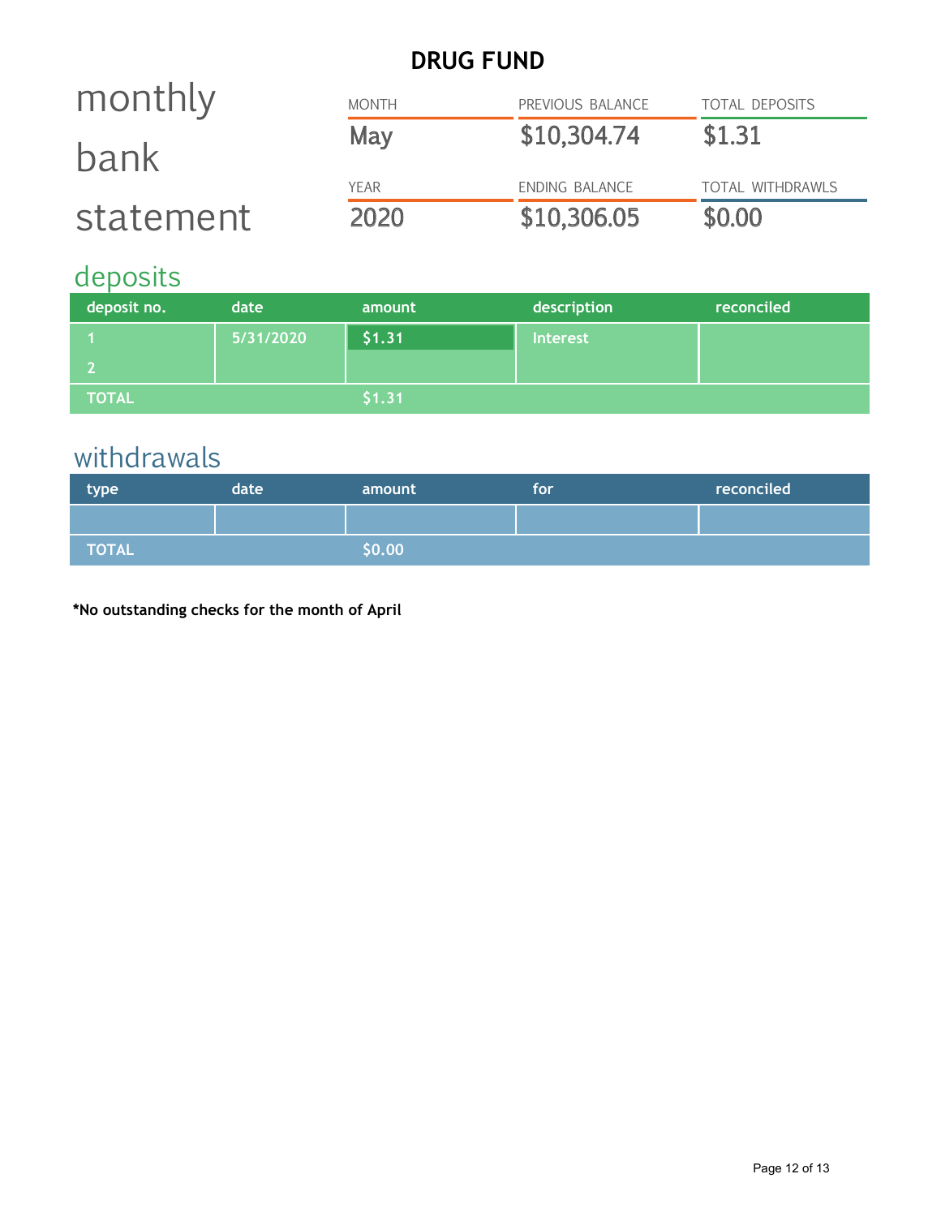# DRUG FUND

## monthly bank statement

| MONTH | PREVIOUS BALANCE | TOTAL DEPOSITS |
|---|---|---|
| May | $10,304.74 | $1.31 |

| YEAR | ENDING BALANCE | TOTAL WITHDRAWLS |
|---|---|---|
| 2020 | $10,306.05 | $0.00 |

## deposits

| deposit no. | date | amount | description | reconciled |
|---|---|---|---|---|
| 1 | 5/31/2020 | $1.31 | Interest | |
| 2 | | | | |
| TOTAL | | $1.31 | | |

## withdrawals

| type | date | amount | for | reconciled |
|---|---|---|---|---|
| | | | | |
| TOTAL | | $0.00 | | |

**\*No outstanding checks for the month of April**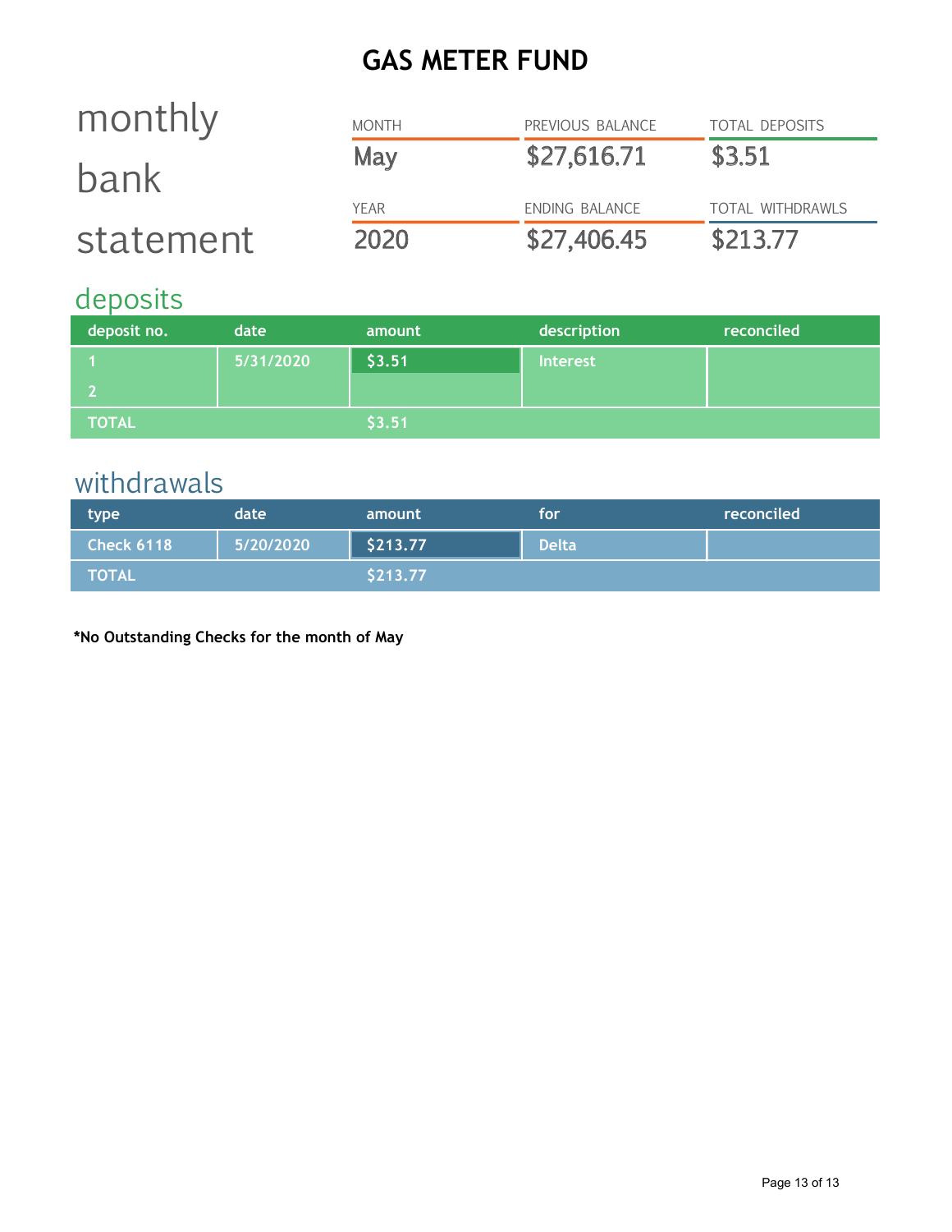# GAS METER FUND

## monthly bank statement

| MONTH | PREVIOUS BALANCE | TOTAL DEPOSITS |
|---|---|---|
| May | $27,616.71 | $3.51 |
| **YEAR** | **ENDING BALANCE** | **TOTAL WITHDRAWLS** |
| 2020 | $27,406.45 | $213.77 |

## deposits

| deposit no. | date | amount | description | reconciled |
|---|---|---|---|---|
| 1 | 5/31/2020 | $3.51 | Interest | |
| 2 | | | | |
| TOTAL | | $3.51 | | |

## withdrawals

| type | date | amount | for | reconciled |
|---|---|---|---|---|
| Check 6118 | 5/20/2020 | $213.77 | Delta | |
| TOTAL | | $213.77 | | |

**\*No Outstanding Checks for the month of May**